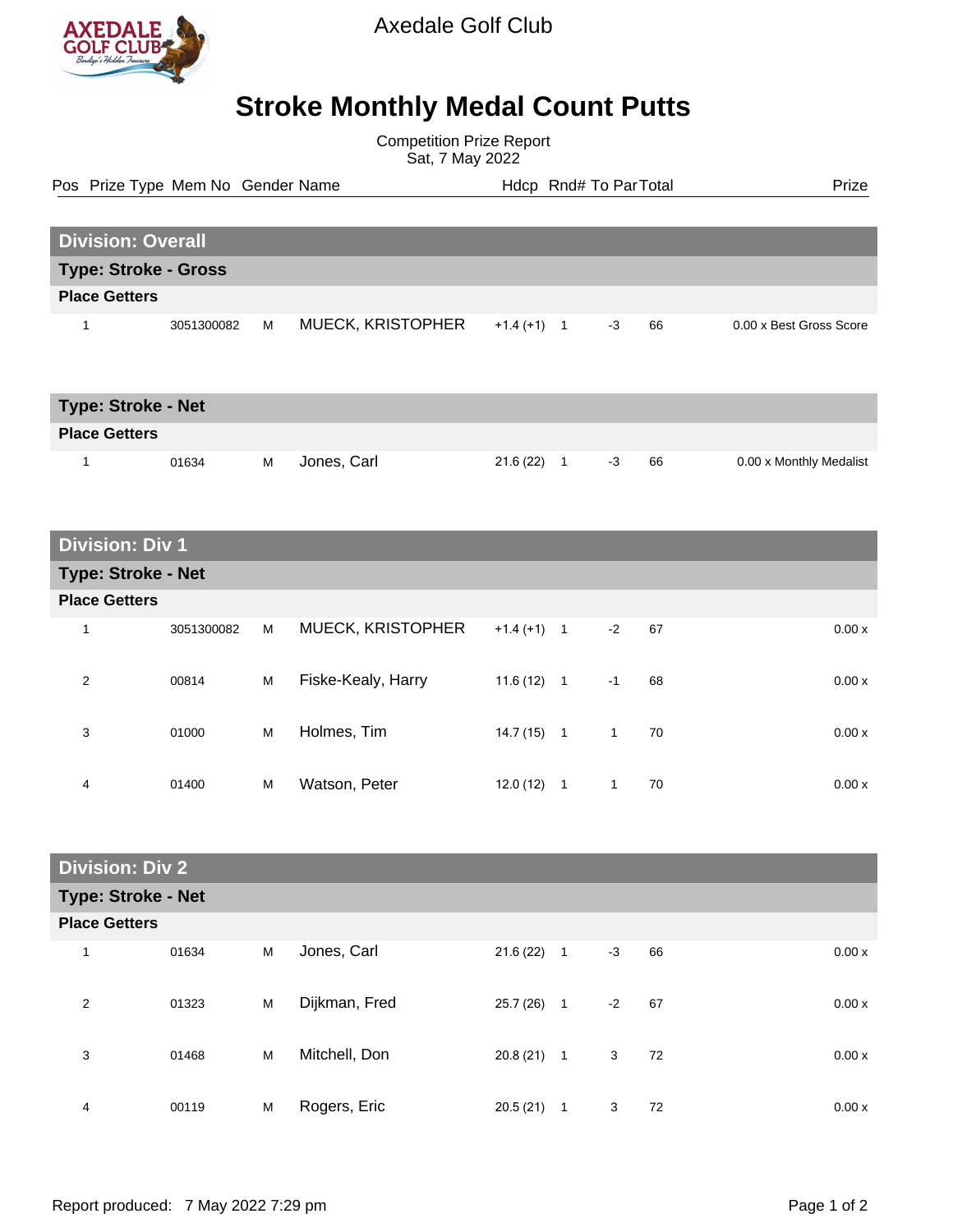Axedale Golf Club

# Stroke Monthly Medal Count Putts

Competition Prize Report
Sat, 7 May 2022

## Division: Overall

### Type: Stroke - Gross

**Place Getters**

| Pos | Prize Type | Mem No | Gender | Name | Hdcp | Rnd# | To Par | Total | Prize |
|---|---|---|---|---|---|---|---|---|---|
| 1 | | 3051300082 | M | MUECK, KRISTOPHER | +1.4 (+1) | 1 | -3 | 66 | 0.00 x Best Gross Score |

### Type: Stroke - Net

**Place Getters**

| Pos | Prize Type | Mem No | Gender | Name | Hdcp | Rnd# | To Par | Total | Prize |
|---|---|---|---|---|---|---|---|---|---|
| 1 | | 01634 | M | Jones, Carl | 21.6 (22) | 1 | -3 | 66 | 0.00 x Monthly Medalist |

## Division: Div 1

### Type: Stroke - Net

**Place Getters**

| Pos | Prize Type | Mem No | Gender | Name | Hdcp | Rnd# | To Par | Total | Prize |
|---|---|---|---|---|---|---|---|---|---|
| 1 | | 3051300082 | M | MUECK, KRISTOPHER | +1.4 (+1) | 1 | -2 | 67 | 0.00 x |
| 2 | | 00814 | M | Fiske-Kealy, Harry | 11.6 (12) | 1 | -1 | 68 | 0.00 x |
| 3 | | 01000 | M | Holmes, Tim | 14.7 (15) | 1 | 1 | 70 | 0.00 x |
| 4 | | 01400 | M | Watson, Peter | 12.0 (12) | 1 | 1 | 70 | 0.00 x |

## Division: Div 2

### Type: Stroke - Net

**Place Getters**

| Pos | Prize Type | Mem No | Gender | Name | Hdcp | Rnd# | To Par | Total | Prize |
|---|---|---|---|---|---|---|---|---|---|
| 1 | | 01634 | M | Jones, Carl | 21.6 (22) | 1 | -3 | 66 | 0.00 x |
| 2 | | 01323 | M | Dijkman, Fred | 25.7 (26) | 1 | -2 | 67 | 0.00 x |
| 3 | | 01468 | M | Mitchell, Don | 20.8 (21) | 1 | 3 | 72 | 0.00 x |
| 4 | | 00119 | M | Rogers, Eric | 20.5 (21) | 1 | 3 | 72 | 0.00 x |

Report produced: 7 May 2022 7:29 pm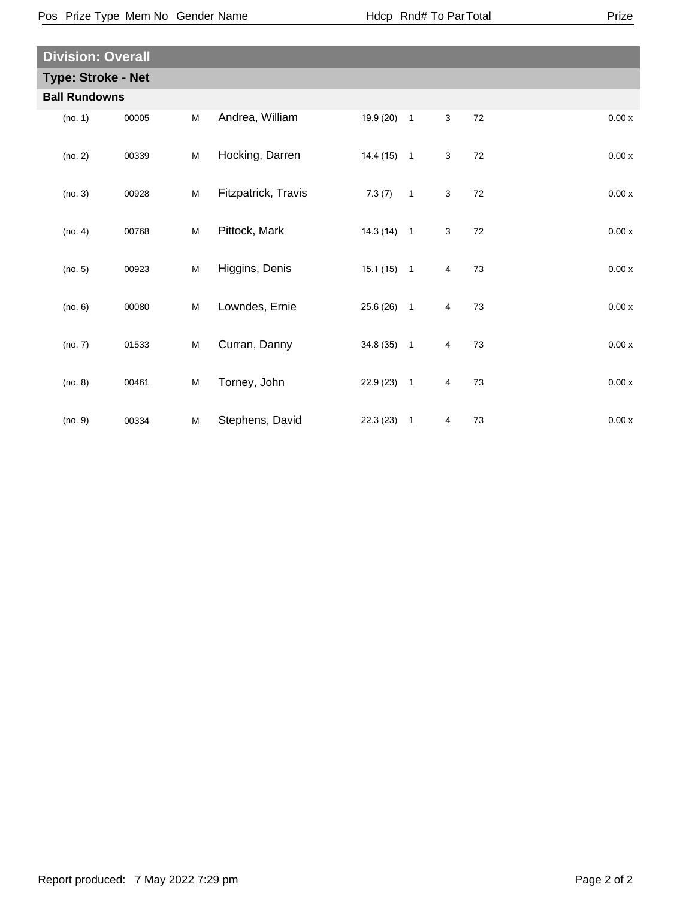| Pos | Prize Type | Mem No | Gender | Name | Hdcp | Rnd# | To Par | Total | Prize |
|---|---|---|---|---|---|---|---|---|---|

## Division: Overall

### Type: Stroke - Net

**Ball Rundowns**

| Pos | Mem No | Gender | Name | Hdcp | Rnd# | To Par | Total | Prize |
|---|---|---|---|---|---|---|---|---|
| (no. 1) | 00005 | M | Andrea, William | 19.9 (20) | 1 | 3 | 72 | 0.00 x |
| (no. 2) | 00339 | M | Hocking, Darren | 14.4 (15) | 1 | 3 | 72 | 0.00 x |
| (no. 3) | 00928 | M | Fitzpatrick, Travis | 7.3 (7) | 1 | 3 | 72 | 0.00 x |
| (no. 4) | 00768 | M | Pittock, Mark | 14.3 (14) | 1 | 3 | 72 | 0.00 x |
| (no. 5) | 00923 | M | Higgins, Denis | 15.1 (15) | 1 | 4 | 73 | 0.00 x |
| (no. 6) | 00080 | M | Lowndes, Ernie | 25.6 (26) | 1 | 4 | 73 | 0.00 x |
| (no. 7) | 01533 | M | Curran, Danny | 34.8 (35) | 1 | 4 | 73 | 0.00 x |
| (no. 8) | 00461 | M | Torney, John | 22.9 (23) | 1 | 4 | 73 | 0.00 x |
| (no. 9) | 00334 | M | Stephens, David | 22.3 (23) | 1 | 4 | 73 | 0.00 x |

Report produced: 7 May 2022 7:29 pm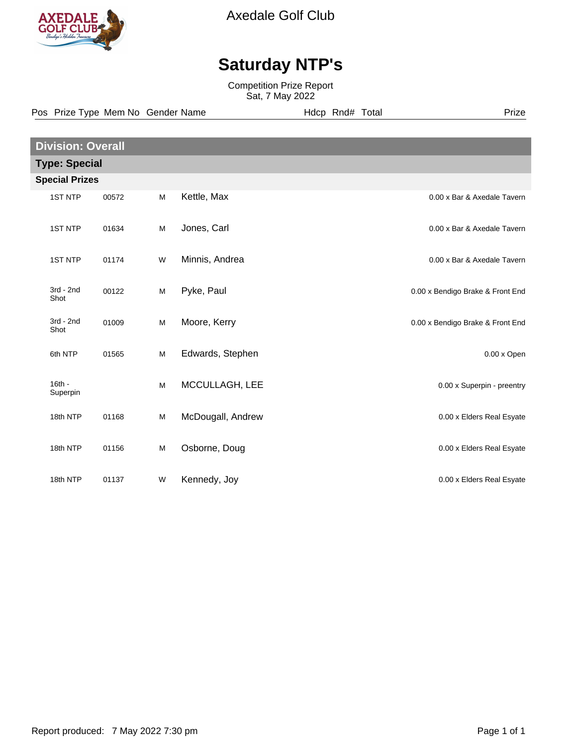Axedale Golf Club

# Saturday NTP's

Competition Prize Report
Sat, 7 May 2022

## Division: Overall

### Type: Special

#### Special Prizes

| Pos | Prize Type | Mem No | Gender | Name | Hdcp | Rnd# | Total | Prize |
|---|---|---|---|---|---|---|---|---|
| | 1ST NTP | 00572 | M | Kettle, Max | | | | 0.00 x Bar & Axedale Tavern |
| | 1ST NTP | 01634 | M | Jones, Carl | | | | 0.00 x Bar & Axedale Tavern |
| | 1ST NTP | 01174 | W | Minnis, Andrea | | | | 0.00 x Bar & Axedale Tavern |
| | 3rd - 2nd Shot | 00122 | M | Pyke, Paul | | | | 0.00 x Bendigo Brake & Front End |
| | 3rd - 2nd Shot | 01009 | M | Moore, Kerry | | | | 0.00 x Bendigo Brake & Front End |
| | 6th NTP | 01565 | M | Edwards, Stephen | | | | 0.00 x Open |
| | 16th - Superpin | | M | MCCULLAGH, LEE | | | | 0.00 x Superpin - preentry |
| | 18th NTP | 01168 | M | McDougall, Andrew | | | | 0.00 x Elders Real Esyate |
| | 18th NTP | 01156 | M | Osborne, Doug | | | | 0.00 x Elders Real Esyate |
| | 18th NTP | 01137 | W | Kennedy, Joy | | | | 0.00 x Elders Real Esyate |

Report produced: 7 May 2022 7:30 pm